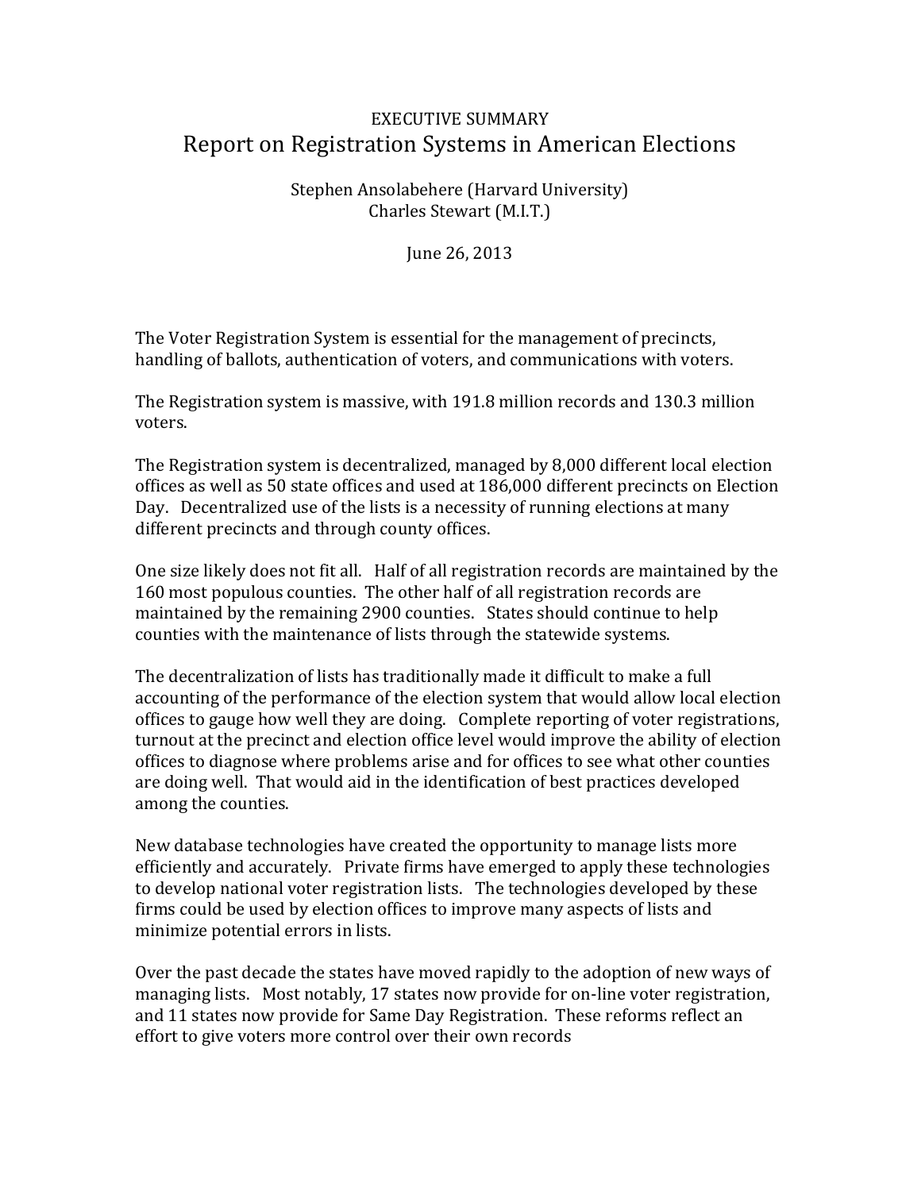EXECUTIVE SUMMARY

# Report on Registration Systems in American Elections

Stephen Ansolabehere (Harvard University)
Charles Stewart (M.I.T.)

June 26, 2013

The Voter Registration System is essential for the management of precincts, handling of ballots, authentication of voters, and communications with voters.

The Registration system is massive, with 191.8 million records and 130.3 million voters.

The Registration system is decentralized, managed by 8,000 different local election offices as well as 50 state offices and used at 186,000 different precincts on Election Day. Decentralized use of the lists is a necessity of running elections at many different precincts and through county offices.

One size likely does not fit all. Half of all registration records are maintained by the 160 most populous counties. The other half of all registration records are maintained by the remaining 2900 counties. States should continue to help counties with the maintenance of lists through the statewide systems.

The decentralization of lists has traditionally made it difficult to make a full accounting of the performance of the election system that would allow local election offices to gauge how well they are doing. Complete reporting of voter registrations, turnout at the precinct and election office level would improve the ability of election offices to diagnose where problems arise and for offices to see what other counties are doing well. That would aid in the identification of best practices developed among the counties.

New database technologies have created the opportunity to manage lists more efficiently and accurately. Private firms have emerged to apply these technologies to develop national voter registration lists. The technologies developed by these firms could be used by election offices to improve many aspects of lists and minimize potential errors in lists.

Over the past decade the states have moved rapidly to the adoption of new ways of managing lists. Most notably, 17 states now provide for on-line voter registration, and 11 states now provide for Same Day Registration. These reforms reflect an effort to give voters more control over their own records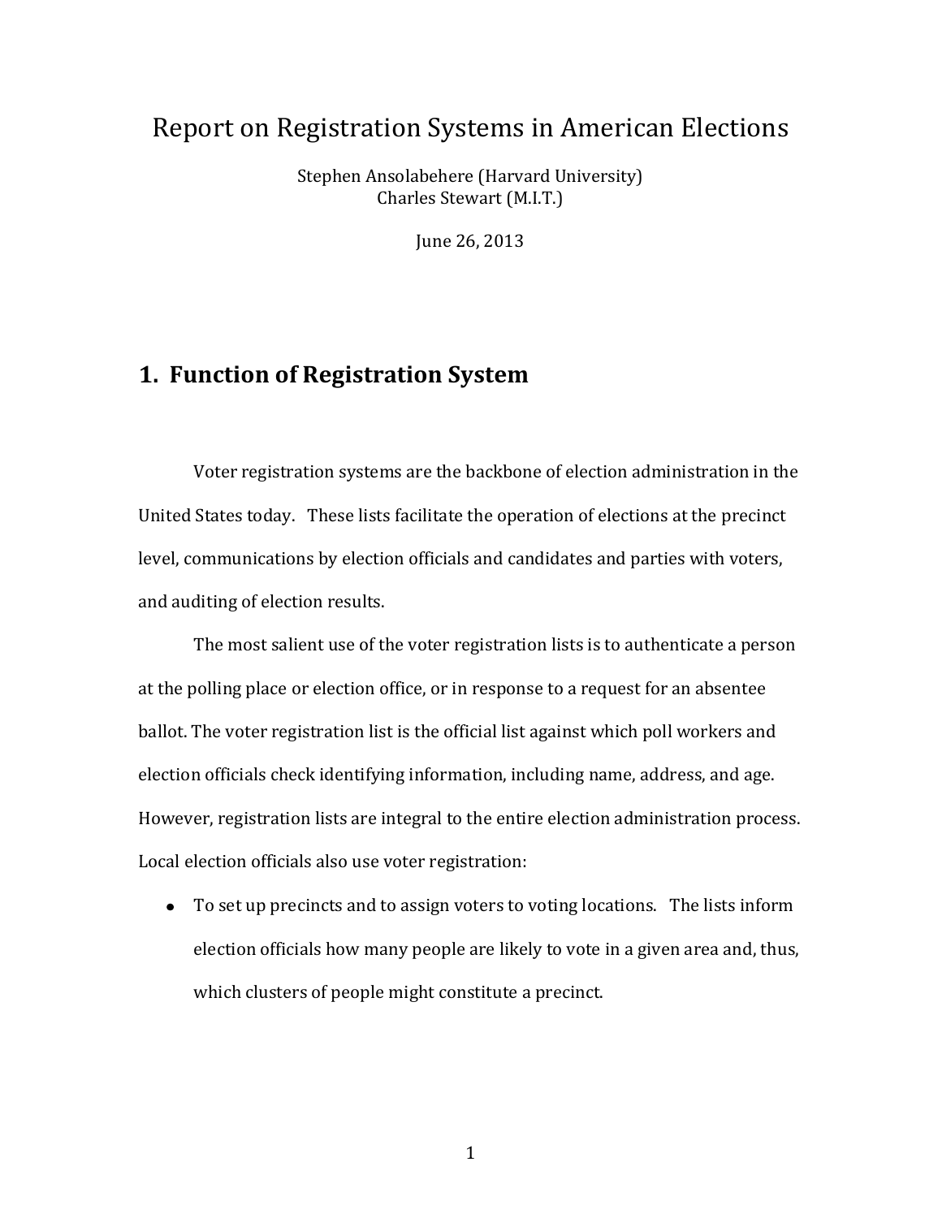# Report on Registration Systems in American Elections

Stephen Ansolabehere (Harvard University)
Charles Stewart (M.I.T.)

June 26, 2013

## 1. Function of Registration System

Voter registration systems are the backbone of election administration in the United States today. These lists facilitate the operation of elections at the precinct level, communications by election officials and candidates and parties with voters, and auditing of election results.

The most salient use of the voter registration lists is to authenticate a person at the polling place or election office, or in response to a request for an absentee ballot. The voter registration list is the official list against which poll workers and election officials check identifying information, including name, address, and age. However, registration lists are integral to the entire election administration process. Local election officials also use voter registration:

- To set up precincts and to assign voters to voting locations. The lists inform election officials how many people are likely to vote in a given area and, thus, which clusters of people might constitute a precinct.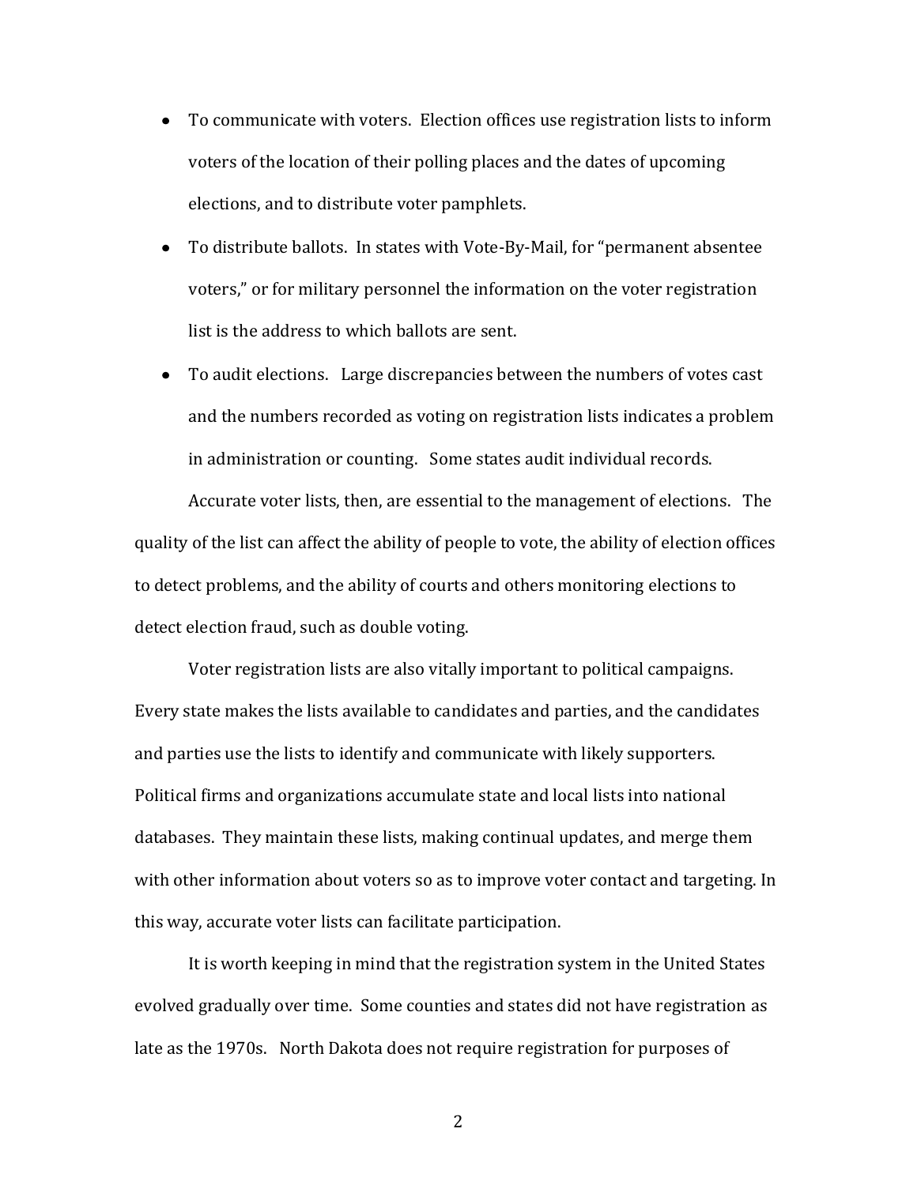- To communicate with voters. Election offices use registration lists to inform voters of the location of their polling places and the dates of upcoming elections, and to distribute voter pamphlets.
- To distribute ballots. In states with Vote-By-Mail, for "permanent absentee voters," or for military personnel the information on the voter registration list is the address to which ballots are sent.
- To audit elections. Large discrepancies between the numbers of votes cast and the numbers recorded as voting on registration lists indicates a problem in administration or counting. Some states audit individual records.

Accurate voter lists, then, are essential to the management of elections. The quality of the list can affect the ability of people to vote, the ability of election offices to detect problems, and the ability of courts and others monitoring elections to detect election fraud, such as double voting.

Voter registration lists are also vitally important to political campaigns. Every state makes the lists available to candidates and parties, and the candidates and parties use the lists to identify and communicate with likely supporters. Political firms and organizations accumulate state and local lists into national databases. They maintain these lists, making continual updates, and merge them with other information about voters so as to improve voter contact and targeting. In this way, accurate voter lists can facilitate participation.

It is worth keeping in mind that the registration system in the United States evolved gradually over time. Some counties and states did not have registration as late as the 1970s. North Dakota does not require registration for purposes of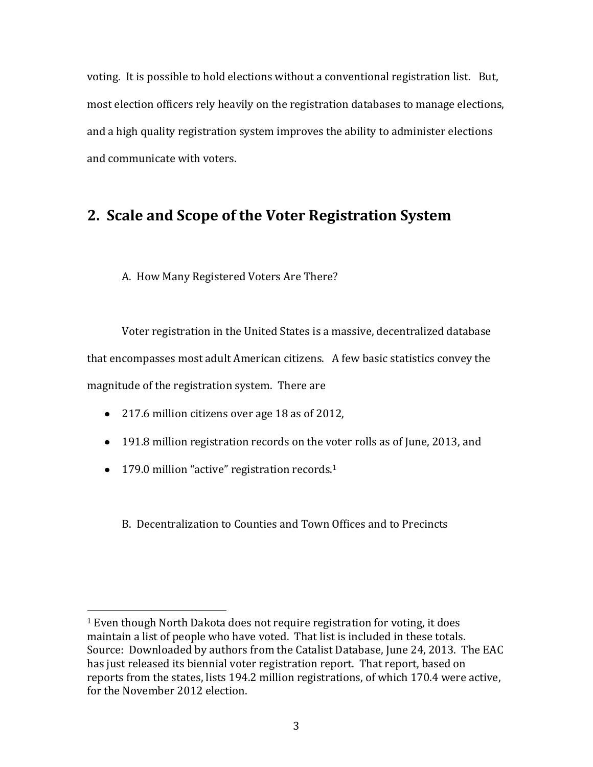voting. It is possible to hold elections without a conventional registration list. But, most election officers rely heavily on the registration databases to manage elections, and a high quality registration system improves the ability to administer elections and communicate with voters.

## 2. Scale and Scope of the Voter Registration System

### A. How Many Registered Voters Are There?

Voter registration in the United States is a massive, decentralized database that encompasses most adult American citizens. A few basic statistics convey the magnitude of the registration system. There are

- 217.6 million citizens over age 18 as of 2012,
- 191.8 million registration records on the voter rolls as of June, 2013, and
- 179.0 million "active" registration records.[1]

### B. Decentralization to Counties and Town Offices and to Precincts

[1] Even though North Dakota does not require registration for voting, it does maintain a list of people who have voted. That list is included in these totals. Source: Downloaded by authors from the Catalist Database, June 24, 2013. The EAC has just released its biennial voter registration report. That report, based on reports from the states, lists 194.2 million registrations, of which 170.4 were active, for the November 2012 election.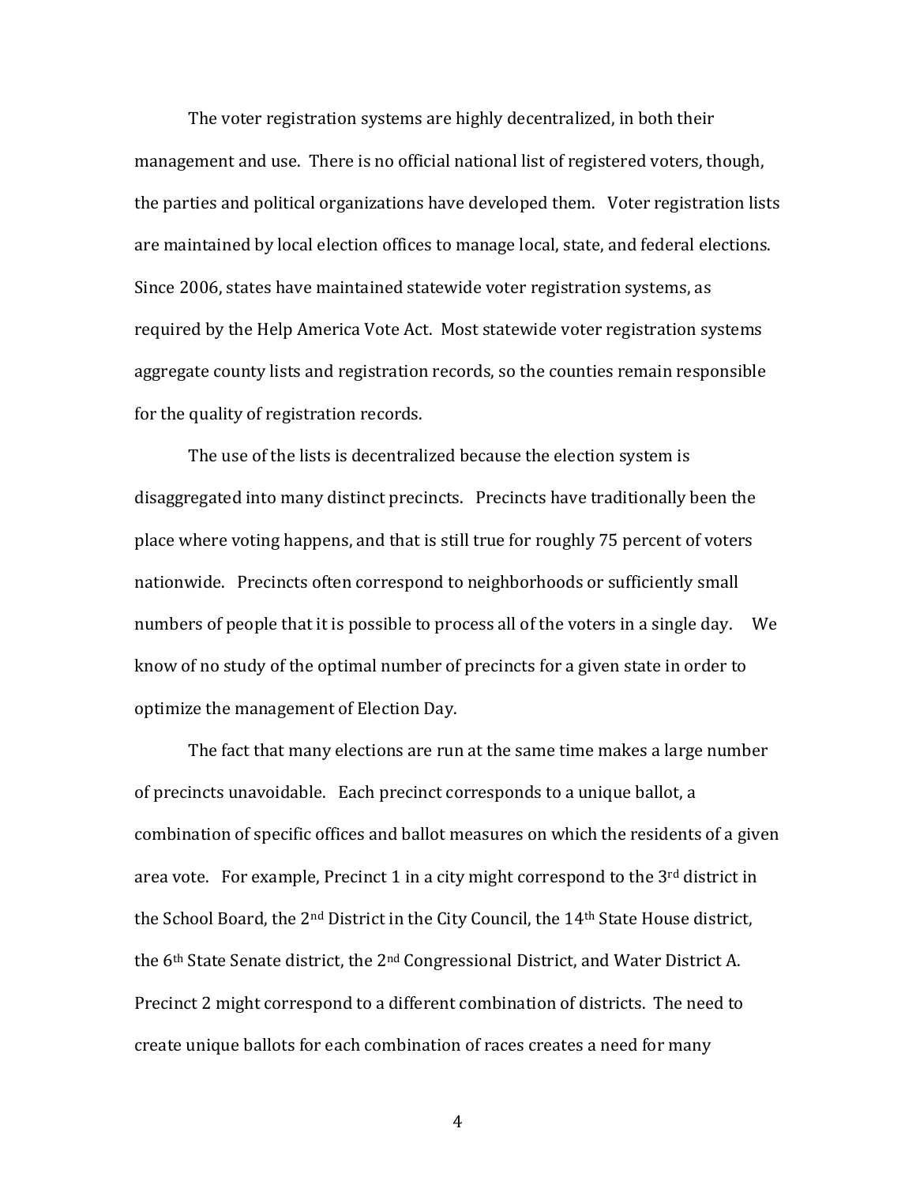The voter registration systems are highly decentralized, in both their management and use. There is no official national list of registered voters, though, the parties and political organizations have developed them. Voter registration lists are maintained by local election offices to manage local, state, and federal elections. Since 2006, states have maintained statewide voter registration systems, as required by the Help America Vote Act. Most statewide voter registration systems aggregate county lists and registration records, so the counties remain responsible for the quality of registration records.

The use of the lists is decentralized because the election system is disaggregated into many distinct precincts. Precincts have traditionally been the place where voting happens, and that is still true for roughly 75 percent of voters nationwide. Precincts often correspond to neighborhoods or sufficiently small numbers of people that it is possible to process all of the voters in a single day. We know of no study of the optimal number of precincts for a given state in order to optimize the management of Election Day.

The fact that many elections are run at the same time makes a large number of precincts unavoidable. Each precinct corresponds to a unique ballot, a combination of specific offices and ballot measures on which the residents of a given area vote. For example, Precinct 1 in a city might correspond to the 3rd district in the School Board, the 2nd District in the City Council, the 14th State House district, the 6th State Senate district, the 2nd Congressional District, and Water District A. Precinct 2 might correspond to a different combination of districts. The need to create unique ballots for each combination of races creates a need for many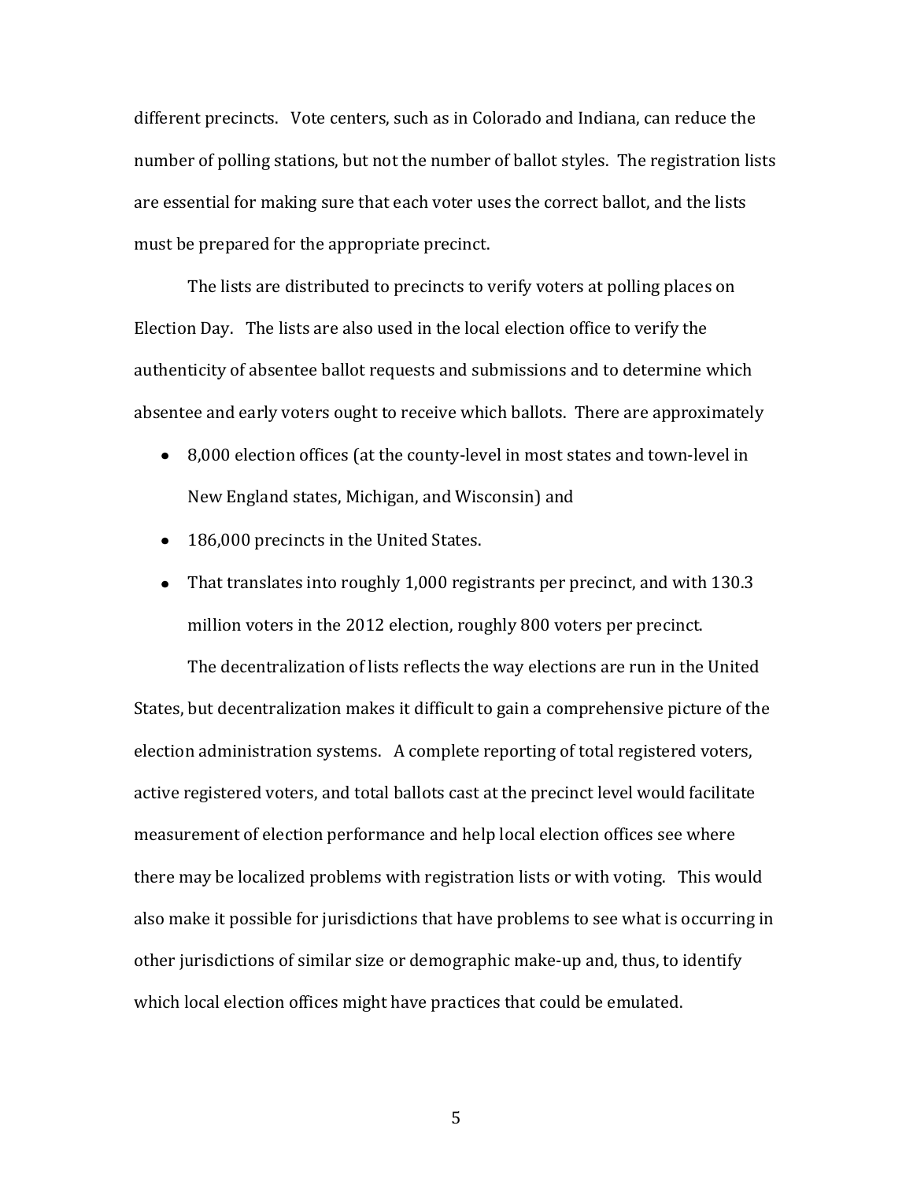different precincts. Vote centers, such as in Colorado and Indiana, can reduce the number of polling stations, but not the number of ballot styles. The registration lists are essential for making sure that each voter uses the correct ballot, and the lists must be prepared for the appropriate precinct.

The lists are distributed to precincts to verify voters at polling places on Election Day. The lists are also used in the local election office to verify the authenticity of absentee ballot requests and submissions and to determine which absentee and early voters ought to receive which ballots. There are approximately

- 8,000 election offices (at the county-level in most states and town-level in New England states, Michigan, and Wisconsin) and
- 186,000 precincts in the United States.
- That translates into roughly 1,000 registrants per precinct, and with 130.3 million voters in the 2012 election, roughly 800 voters per precinct.

The decentralization of lists reflects the way elections are run in the United States, but decentralization makes it difficult to gain a comprehensive picture of the election administration systems. A complete reporting of total registered voters, active registered voters, and total ballots cast at the precinct level would facilitate measurement of election performance and help local election offices see where there may be localized problems with registration lists or with voting. This would also make it possible for jurisdictions that have problems to see what is occurring in other jurisdictions of similar size or demographic make-up and, thus, to identify which local election offices might have practices that could be emulated.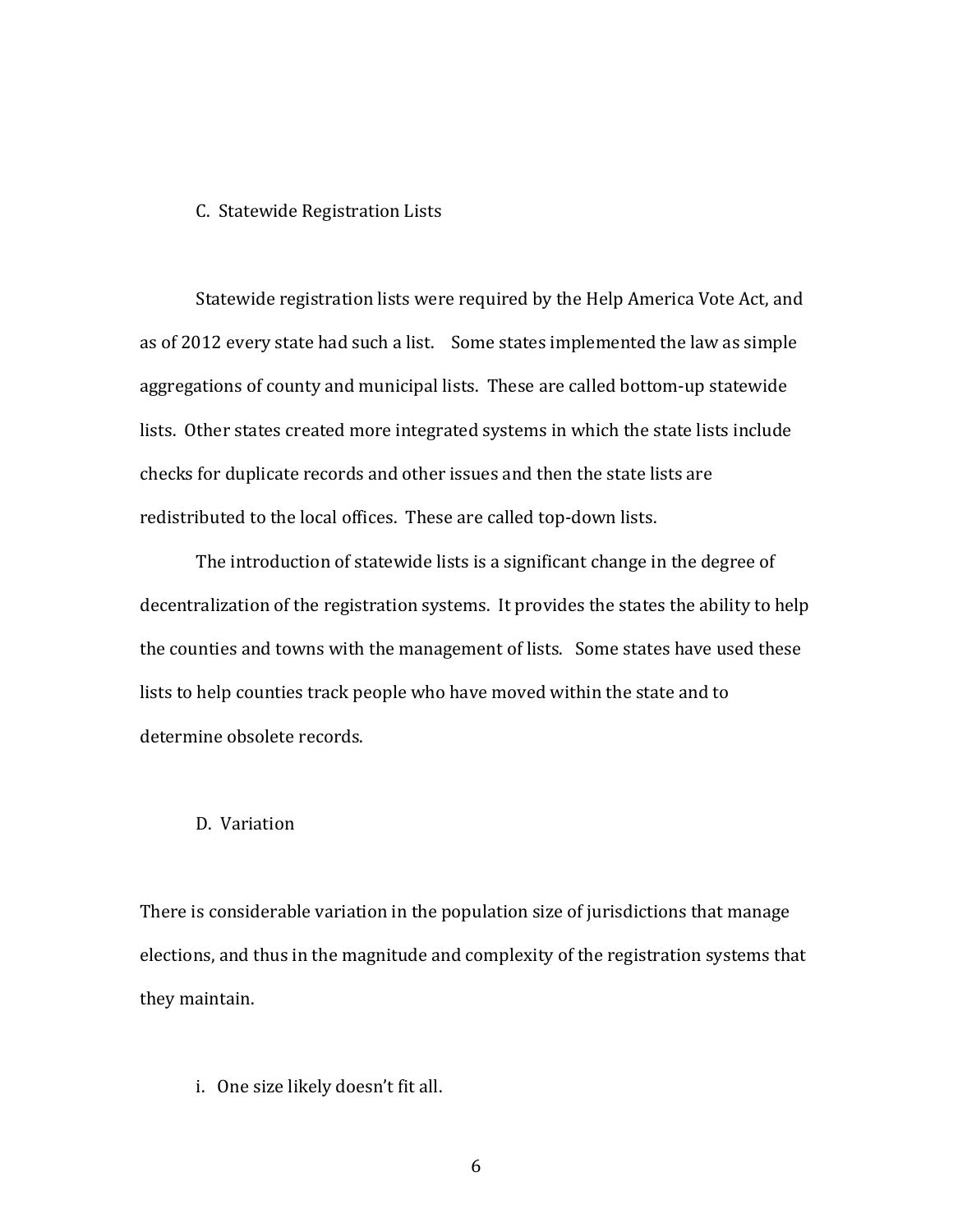### C. Statewide Registration Lists

Statewide registration lists were required by the Help America Vote Act, and as of 2012 every state had such a list. Some states implemented the law as simple aggregations of county and municipal lists. These are called bottom-up statewide lists. Other states created more integrated systems in which the state lists include checks for duplicate records and other issues and then the state lists are redistributed to the local offices. These are called top-down lists.

The introduction of statewide lists is a significant change in the degree of decentralization of the registration systems. It provides the states the ability to help the counties and towns with the management of lists. Some states have used these lists to help counties track people who have moved within the state and to determine obsolete records.

### D. Variation

There is considerable variation in the population size of jurisdictions that manage elections, and thus in the magnitude and complexity of the registration systems that they maintain.

#### i. One size likely doesn't fit all.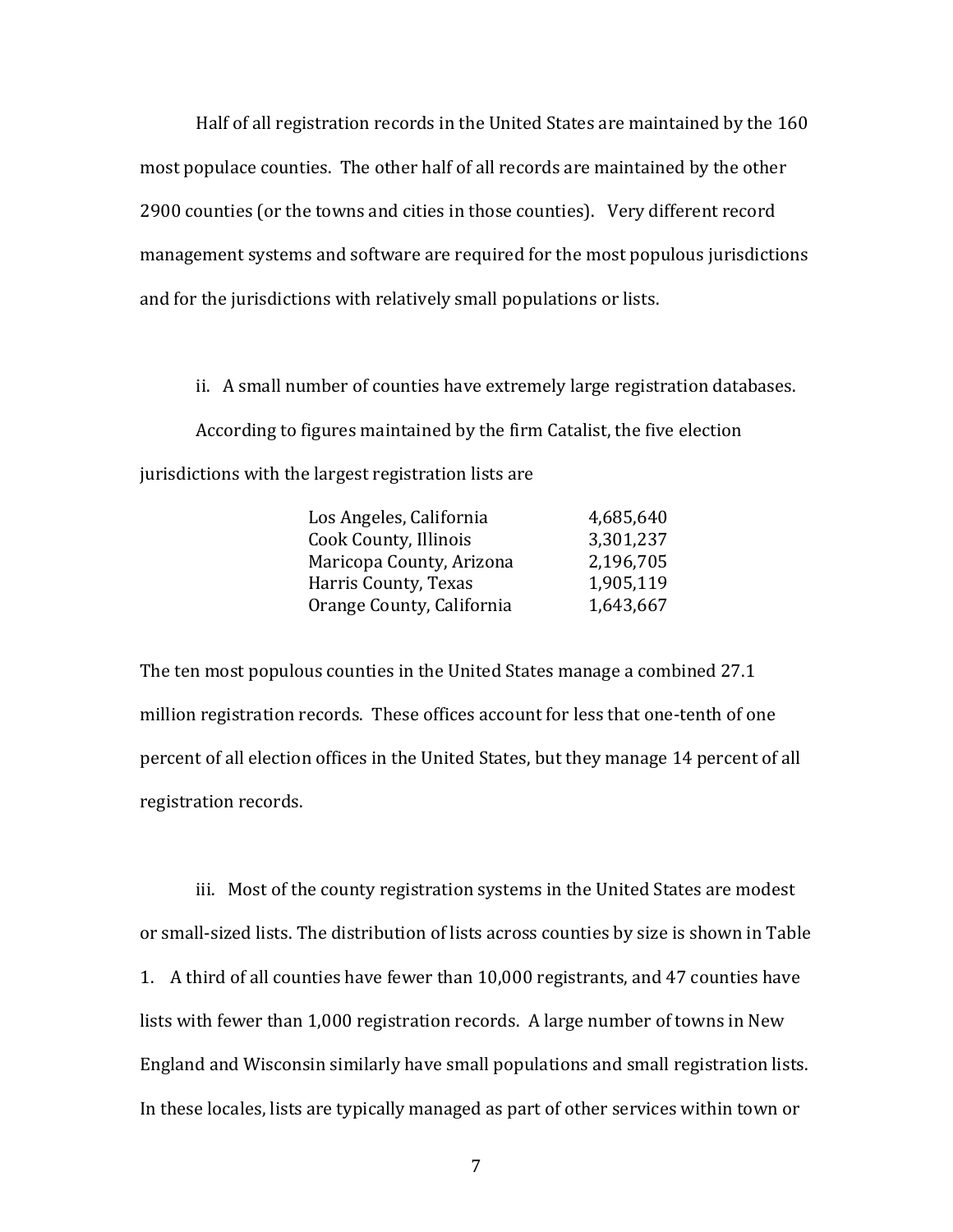Half of all registration records in the United States are maintained by the 160 most populace counties. The other half of all records are maintained by the other 2900 counties (or the towns and cities in those counties). Very different record management systems and software are required for the most populous jurisdictions and for the jurisdictions with relatively small populations or lists.

ii. A small number of counties have extremely large registration databases.

According to figures maintained by the firm Catalist, the five election jurisdictions with the largest registration lists are

| | |
|---|---|
| Los Angeles, California | 4,685,640 |
| Cook County, Illinois | 3,301,237 |
| Maricopa County, Arizona | 2,196,705 |
| Harris County, Texas | 1,905,119 |
| Orange County, California | 1,643,667 |

The ten most populous counties in the United States manage a combined 27.1 million registration records. These offices account for less that one-tenth of one percent of all election offices in the United States, but they manage 14 percent of all registration records.

iii. Most of the county registration systems in the United States are modest or small-sized lists. The distribution of lists across counties by size is shown in Table 1. A third of all counties have fewer than 10,000 registrants, and 47 counties have lists with fewer than 1,000 registration records. A large number of towns in New England and Wisconsin similarly have small populations and small registration lists. In these locales, lists are typically managed as part of other services within town or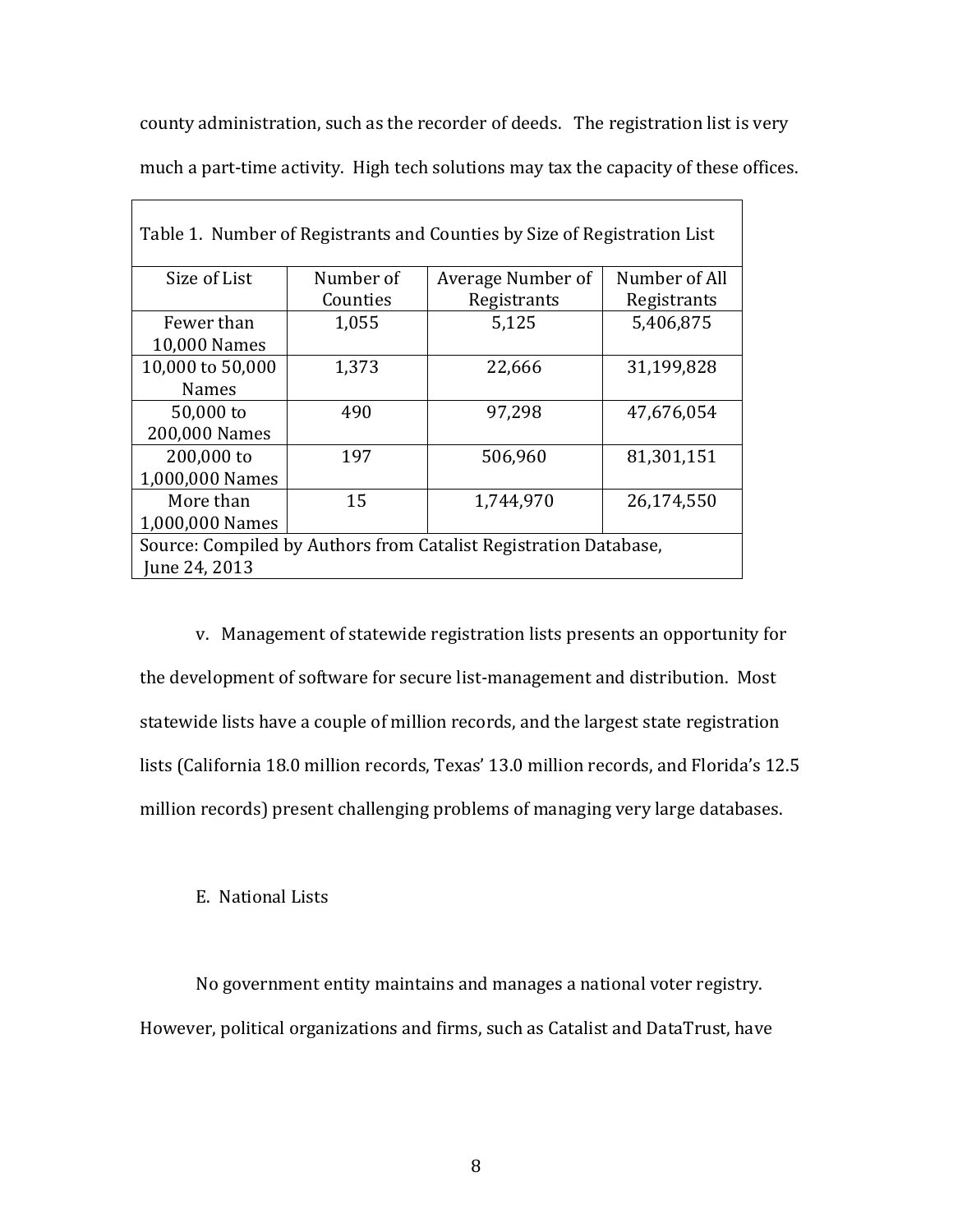county administration, such as the recorder of deeds. The registration list is very much a part-time activity. High tech solutions may tax the capacity of these offices.

Table 1. Number of Registrants and Counties by Size of Registration List

| Size of List | Number of Counties | Average Number of Registrants | Number of All Registrants |
|---|---|---|---|
| Fewer than 10,000 Names | 1,055 | 5,125 | 5,406,875 |
| 10,000 to 50,000 Names | 1,373 | 22,666 | 31,199,828 |
| 50,000 to 200,000 Names | 490 | 97,298 | 47,676,054 |
| 200,000 to 1,000,000 Names | 197 | 506,960 | 81,301,151 |
| More than 1,000,000 Names | 15 | 1,744,970 | 26,174,550 |

Source: Compiled by Authors from Catalist Registration Database, June 24, 2013

v. Management of statewide registration lists presents an opportunity for the development of software for secure list-management and distribution. Most statewide lists have a couple of million records, and the largest state registration lists (California 18.0 million records, Texas' 13.0 million records, and Florida's 12.5 million records) present challenging problems of managing very large databases.

E. National Lists

No government entity maintains and manages a national voter registry. However, political organizations and firms, such as Catalist and DataTrust, have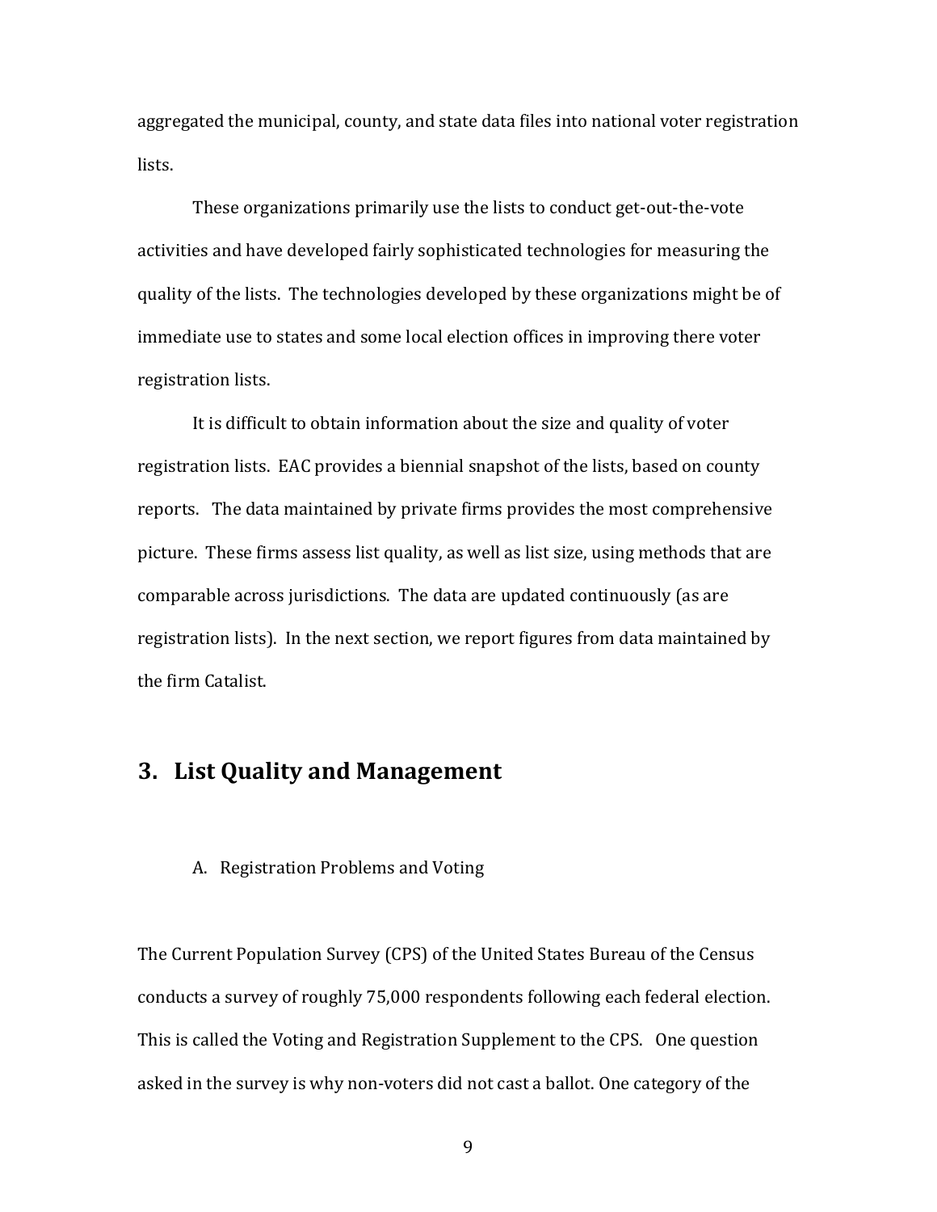aggregated the municipal, county, and state data files into national voter registration lists.

These organizations primarily use the lists to conduct get-out-the-vote activities and have developed fairly sophisticated technologies for measuring the quality of the lists. The technologies developed by these organizations might be of immediate use to states and some local election offices in improving there voter registration lists.

It is difficult to obtain information about the size and quality of voter registration lists. EAC provides a biennial snapshot of the lists, based on county reports. The data maintained by private firms provides the most comprehensive picture. These firms assess list quality, as well as list size, using methods that are comparable across jurisdictions. The data are updated continuously (as are registration lists). In the next section, we report figures from data maintained by the firm Catalist.

## 3. List Quality and Management

### A. Registration Problems and Voting

The Current Population Survey (CPS) of the United States Bureau of the Census conducts a survey of roughly 75,000 respondents following each federal election. This is called the Voting and Registration Supplement to the CPS. One question asked in the survey is why non-voters did not cast a ballot. One category of the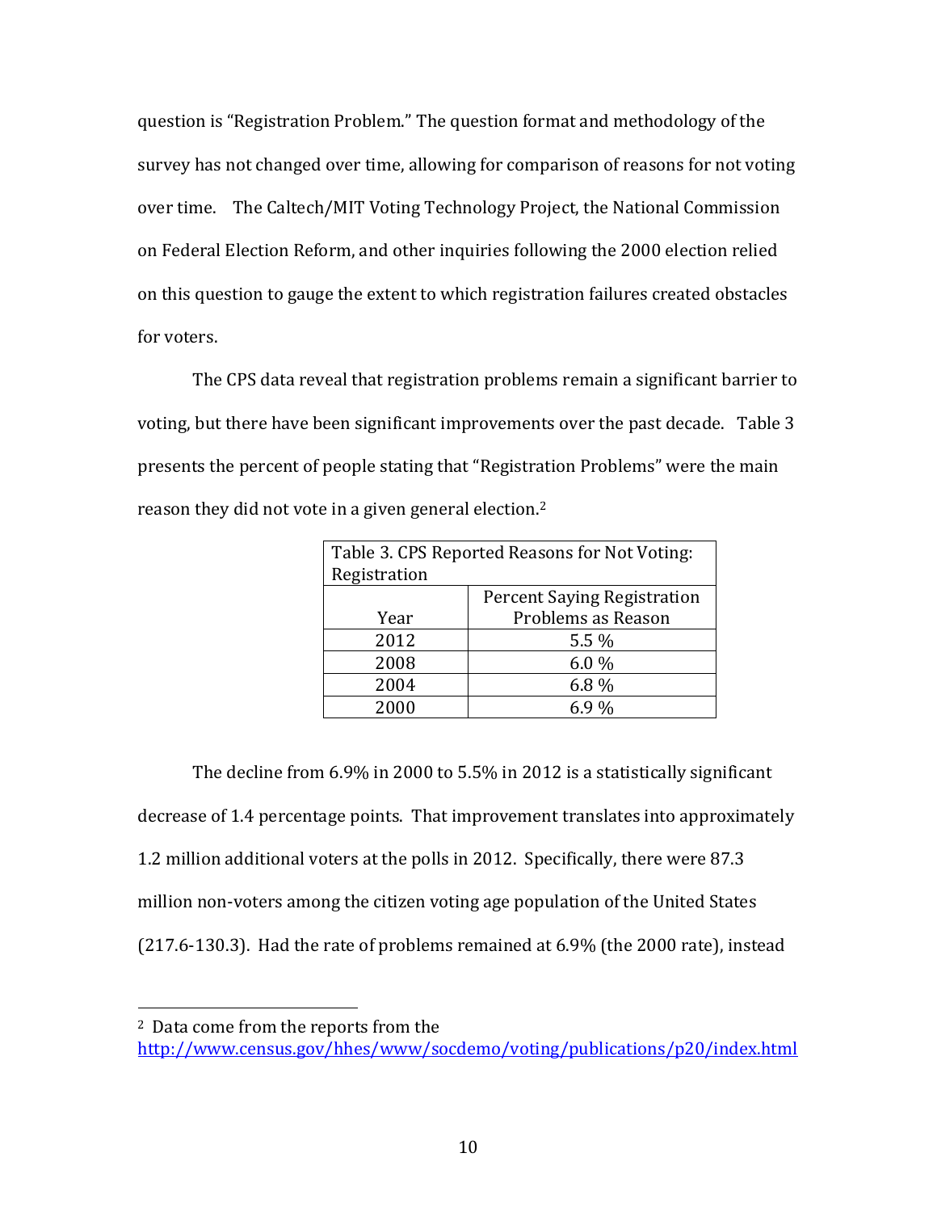question is "Registration Problem." The question format and methodology of the survey has not changed over time, allowing for comparison of reasons for not voting over time. The Caltech/MIT Voting Technology Project, the National Commission on Federal Election Reform, and other inquiries following the 2000 election relied on this question to gauge the extent to which registration failures created obstacles for voters.

The CPS data reveal that registration problems remain a significant barrier to voting, but there have been significant improvements over the past decade. Table 3 presents the percent of people stating that "Registration Problems" were the main reason they did not vote in a given general election.[2]

Table 3. CPS Reported Reasons for Not Voting: Registration

| Year | Percent Saying Registration Problems as Reason |
|---|---|
| 2012 | 5.5 % |
| 2008 | 6.0 % |
| 2004 | 6.8 % |
| 2000 | 6.9 % |

The decline from 6.9% in 2000 to 5.5% in 2012 is a statistically significant decrease of 1.4 percentage points. That improvement translates into approximately 1.2 million additional voters at the polls in 2012. Specifically, there were 87.3 million non-voters among the citizen voting age population of the United States (217.6-130.3). Had the rate of problems remained at 6.9% (the 2000 rate), instead

[2] Data come from the reports from the http://www.census.gov/hhes/www/socdemo/voting/publications/p20/index.html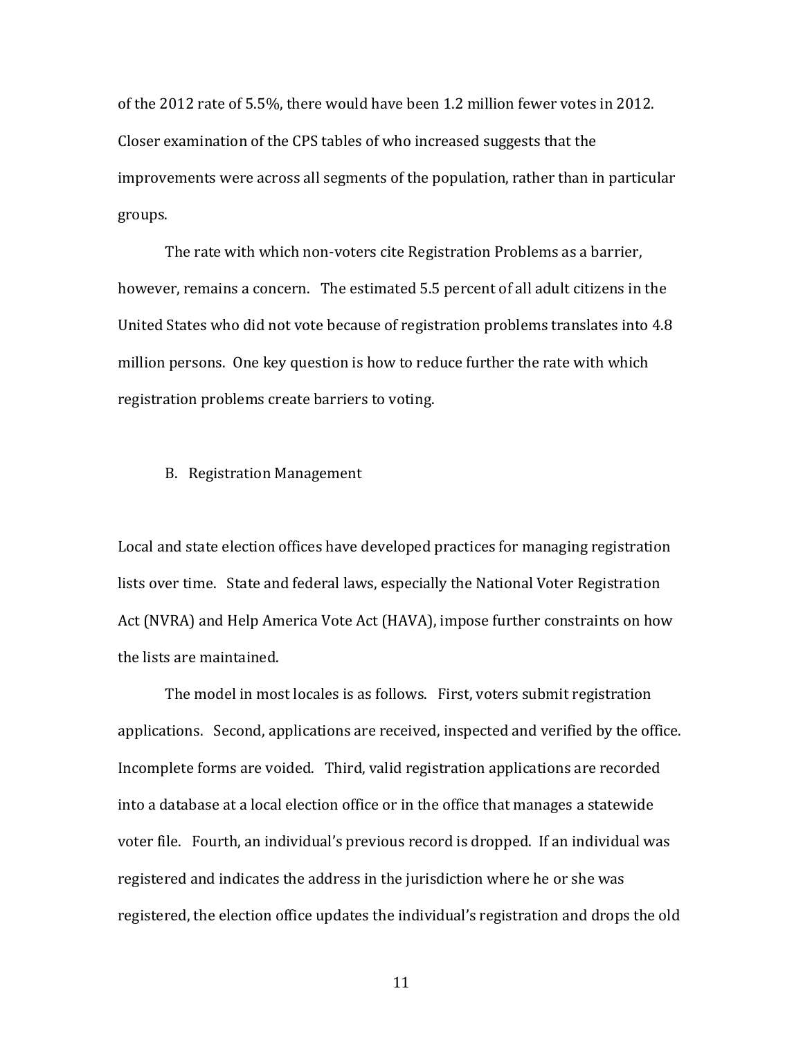of the 2012 rate of 5.5%, there would have been 1.2 million fewer votes in 2012. Closer examination of the CPS tables of who increased suggests that the improvements were across all segments of the population, rather than in particular groups.

The rate with which non-voters cite Registration Problems as a barrier, however, remains a concern. The estimated 5.5 percent of all adult citizens in the United States who did not vote because of registration problems translates into 4.8 million persons. One key question is how to reduce further the rate with which registration problems create barriers to voting.

## B. Registration Management

Local and state election offices have developed practices for managing registration lists over time. State and federal laws, especially the National Voter Registration Act (NVRA) and Help America Vote Act (HAVA), impose further constraints on how the lists are maintained.

The model in most locales is as follows. First, voters submit registration applications. Second, applications are received, inspected and verified by the office. Incomplete forms are voided. Third, valid registration applications are recorded into a database at a local election office or in the office that manages a statewide voter file. Fourth, an individual's previous record is dropped. If an individual was registered and indicates the address in the jurisdiction where he or she was registered, the election office updates the individual's registration and drops the old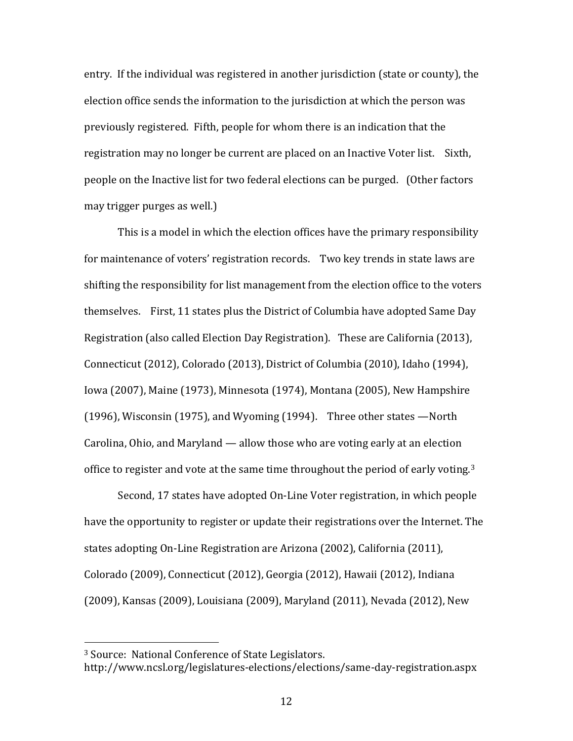entry. If the individual was registered in another jurisdiction (state or county), the election office sends the information to the jurisdiction at which the person was previously registered. Fifth, people for whom there is an indication that the registration may no longer be current are placed on an Inactive Voter list. Sixth, people on the Inactive list for two federal elections can be purged. (Other factors may trigger purges as well.)

This is a model in which the election offices have the primary responsibility for maintenance of voters' registration records. Two key trends in state laws are shifting the responsibility for list management from the election office to the voters themselves. First, 11 states plus the District of Columbia have adopted Same Day Registration (also called Election Day Registration). These are California (2013), Connecticut (2012), Colorado (2013), District of Columbia (2010), Idaho (1994), Iowa (2007), Maine (1973), Minnesota (1974), Montana (2005), New Hampshire (1996), Wisconsin (1975), and Wyoming (1994). Three other states —North Carolina, Ohio, and Maryland — allow those who are voting early at an election office to register and vote at the same time throughout the period of early voting.[3]

Second, 17 states have adopted On-Line Voter registration, in which people have the opportunity to register or update their registrations over the Internet. The states adopting On-Line Registration are Arizona (2002), California (2011), Colorado (2009), Connecticut (2012), Georgia (2012), Hawaii (2012), Indiana (2009), Kansas (2009), Louisiana (2009), Maryland (2011), Nevada (2012), New

[3] Source: National Conference of State Legislators. http://www.ncsl.org/legislatures-elections/elections/same-day-registration.aspx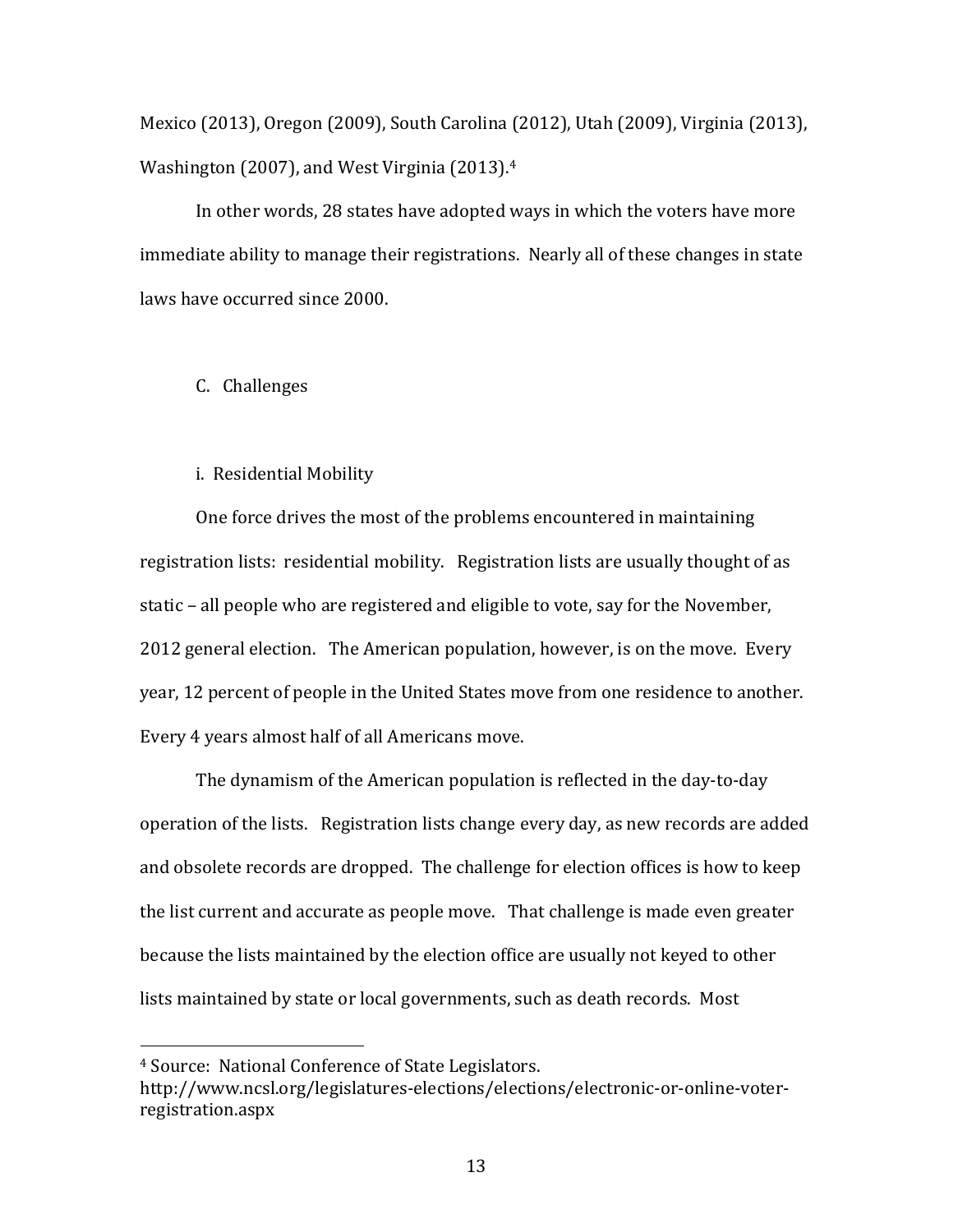Mexico (2013), Oregon (2009), South Carolina (2012), Utah (2009), Virginia (2013), Washington (2007), and West Virginia (2013).[4]

In other words, 28 states have adopted ways in which the voters have more immediate ability to manage their registrations. Nearly all of these changes in state laws have occurred since 2000.

### C. Challenges

#### i. Residential Mobility

One force drives the most of the problems encountered in maintaining registration lists: residential mobility. Registration lists are usually thought of as static – all people who are registered and eligible to vote, say for the November, 2012 general election. The American population, however, is on the move. Every year, 12 percent of people in the United States move from one residence to another. Every 4 years almost half of all Americans move.

The dynamism of the American population is reflected in the day-to-day operation of the lists. Registration lists change every day, as new records are added and obsolete records are dropped. The challenge for election offices is how to keep the list current and accurate as people move. That challenge is made even greater because the lists maintained by the election office are usually not keyed to other lists maintained by state or local governments, such as death records. Most

---

[4] Source: National Conference of State Legislators. http://www.ncsl.org/legislatures-elections/elections/electronic-or-online-voter-registration.aspx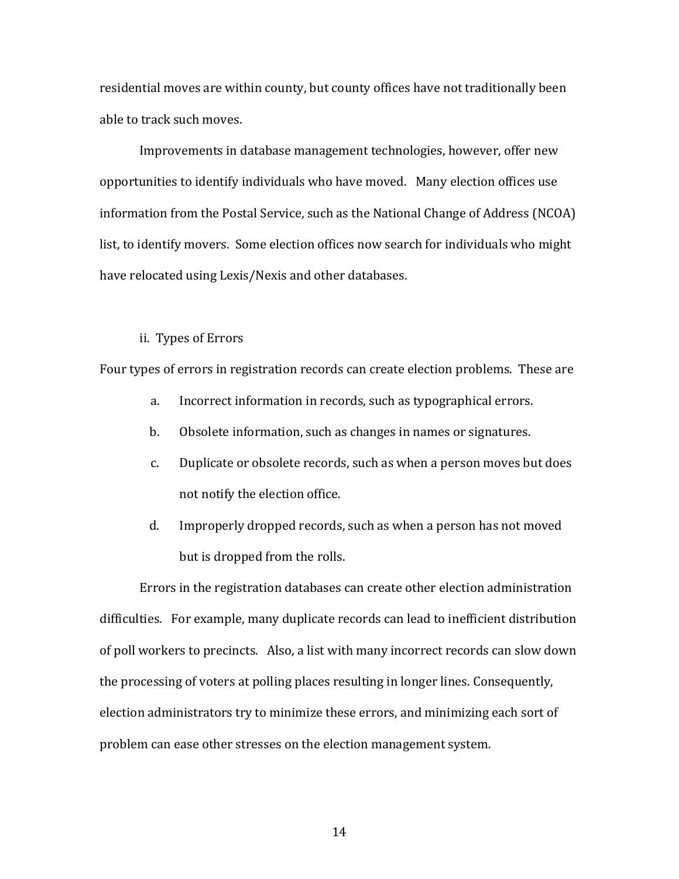residential moves are within county, but county offices have not traditionally been able to track such moves.

Improvements in database management technologies, however, offer new opportunities to identify individuals who have moved. Many election offices use information from the Postal Service, such as the National Change of Address (NCOA) list, to identify movers. Some election offices now search for individuals who might have relocated using Lexis/Nexis and other databases.

ii. Types of Errors

Four types of errors in registration records can create election problems. These are

a. Incorrect information in records, such as typographical errors.

b. Obsolete information, such as changes in names or signatures.

c. Duplicate or obsolete records, such as when a person moves but does not notify the election office.

d. Improperly dropped records, such as when a person has not moved but is dropped from the rolls.

Errors in the registration databases can create other election administration difficulties. For example, many duplicate records can lead to inefficient distribution of poll workers to precincts. Also, a list with many incorrect records can slow down the processing of voters at polling places resulting in longer lines. Consequently, election administrators try to minimize these errors, and minimizing each sort of problem can ease other stresses on the election management system.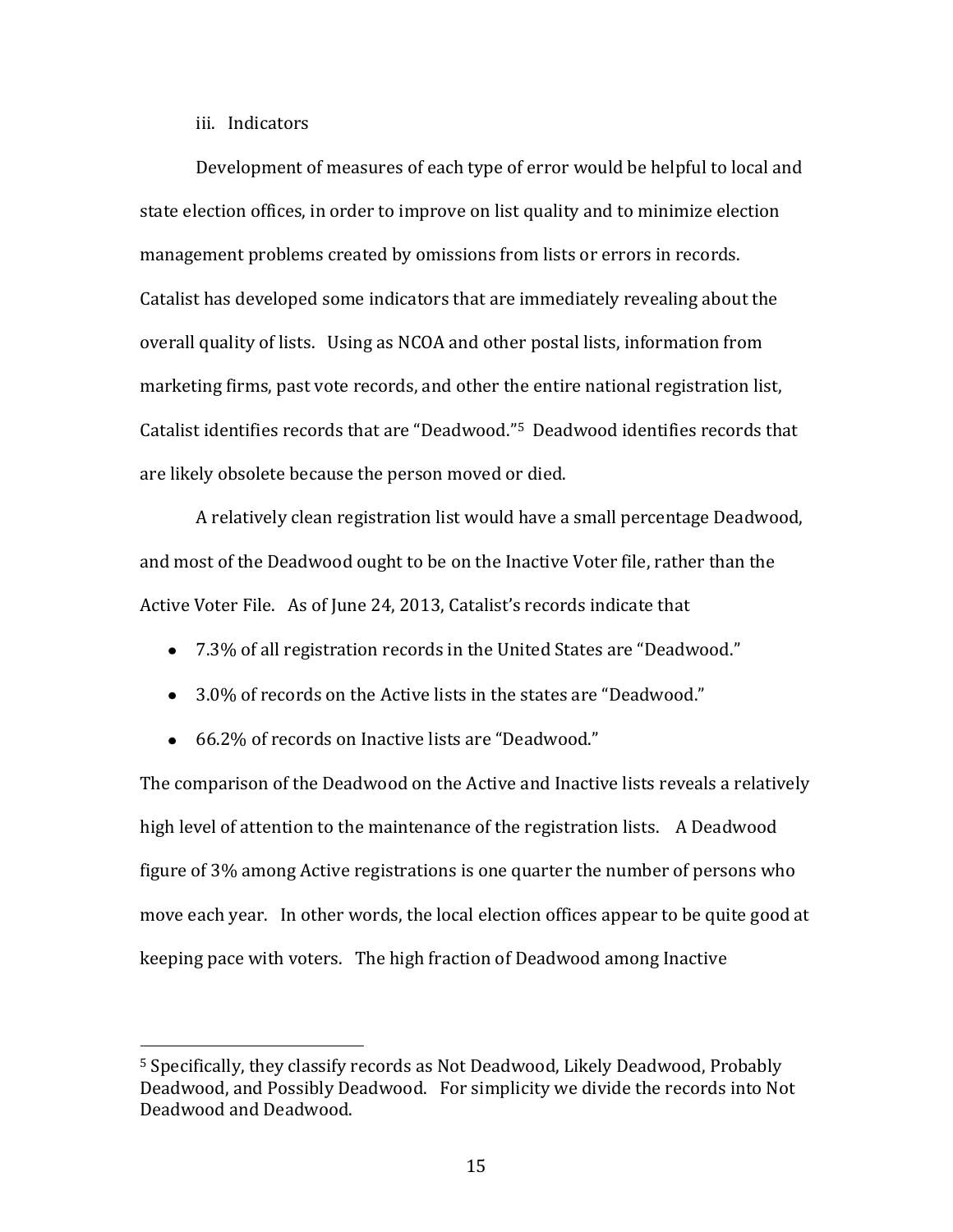iii. Indicators

Development of measures of each type of error would be helpful to local and state election offices, in order to improve on list quality and to minimize election management problems created by omissions from lists or errors in records. Catalist has developed some indicators that are immediately revealing about the overall quality of lists. Using as NCOA and other postal lists, information from marketing firms, past vote records, and other the entire national registration list, Catalist identifies records that are "Deadwood."[5] Deadwood identifies records that are likely obsolete because the person moved or died.

A relatively clean registration list would have a small percentage Deadwood, and most of the Deadwood ought to be on the Inactive Voter file, rather than the Active Voter File. As of June 24, 2013, Catalist's records indicate that

- 7.3% of all registration records in the United States are "Deadwood."
- 3.0% of records on the Active lists in the states are "Deadwood."
- 66.2% of records on Inactive lists are "Deadwood."

The comparison of the Deadwood on the Active and Inactive lists reveals a relatively high level of attention to the maintenance of the registration lists. A Deadwood figure of 3% among Active registrations is one quarter the number of persons who move each year. In other words, the local election offices appear to be quite good at keeping pace with voters. The high fraction of Deadwood among Inactive

[5] Specifically, they classify records as Not Deadwood, Likely Deadwood, Probably Deadwood, and Possibly Deadwood. For simplicity we divide the records into Not Deadwood and Deadwood.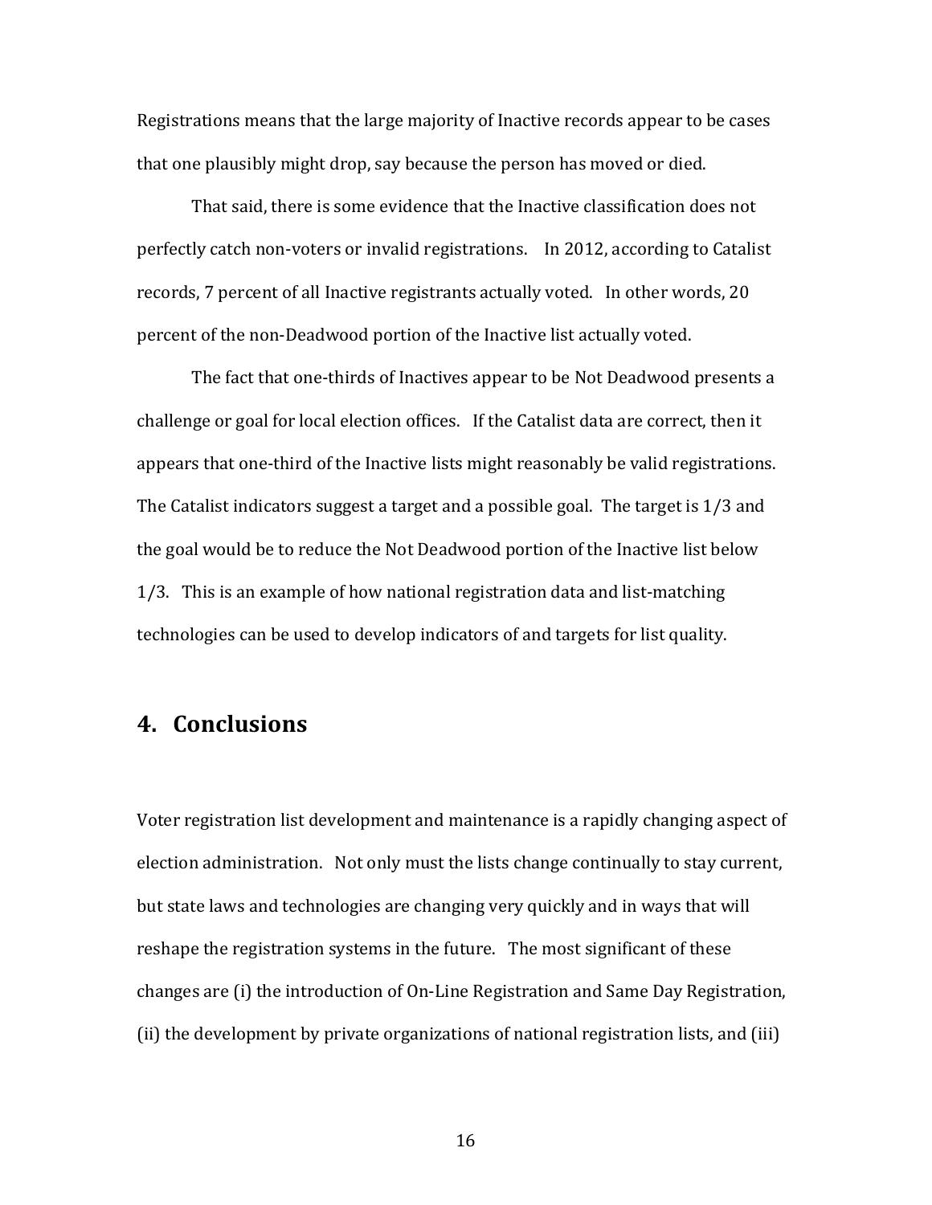Registrations means that the large majority of Inactive records appear to be cases that one plausibly might drop, say because the person has moved or died.

That said, there is some evidence that the Inactive classification does not perfectly catch non-voters or invalid registrations. In 2012, according to Catalist records, 7 percent of all Inactive registrants actually voted. In other words, 20 percent of the non-Deadwood portion of the Inactive list actually voted.

The fact that one-thirds of Inactives appear to be Not Deadwood presents a challenge or goal for local election offices. If the Catalist data are correct, then it appears that one-third of the Inactive lists might reasonably be valid registrations. The Catalist indicators suggest a target and a possible goal. The target is 1/3 and the goal would be to reduce the Not Deadwood portion of the Inactive list below 1/3. This is an example of how national registration data and list-matching technologies can be used to develop indicators of and targets for list quality.

## 4. Conclusions

Voter registration list development and maintenance is a rapidly changing aspect of election administration. Not only must the lists change continually to stay current, but state laws and technologies are changing very quickly and in ways that will reshape the registration systems in the future. The most significant of these changes are (i) the introduction of On-Line Registration and Same Day Registration, (ii) the development by private organizations of national registration lists, and (iii)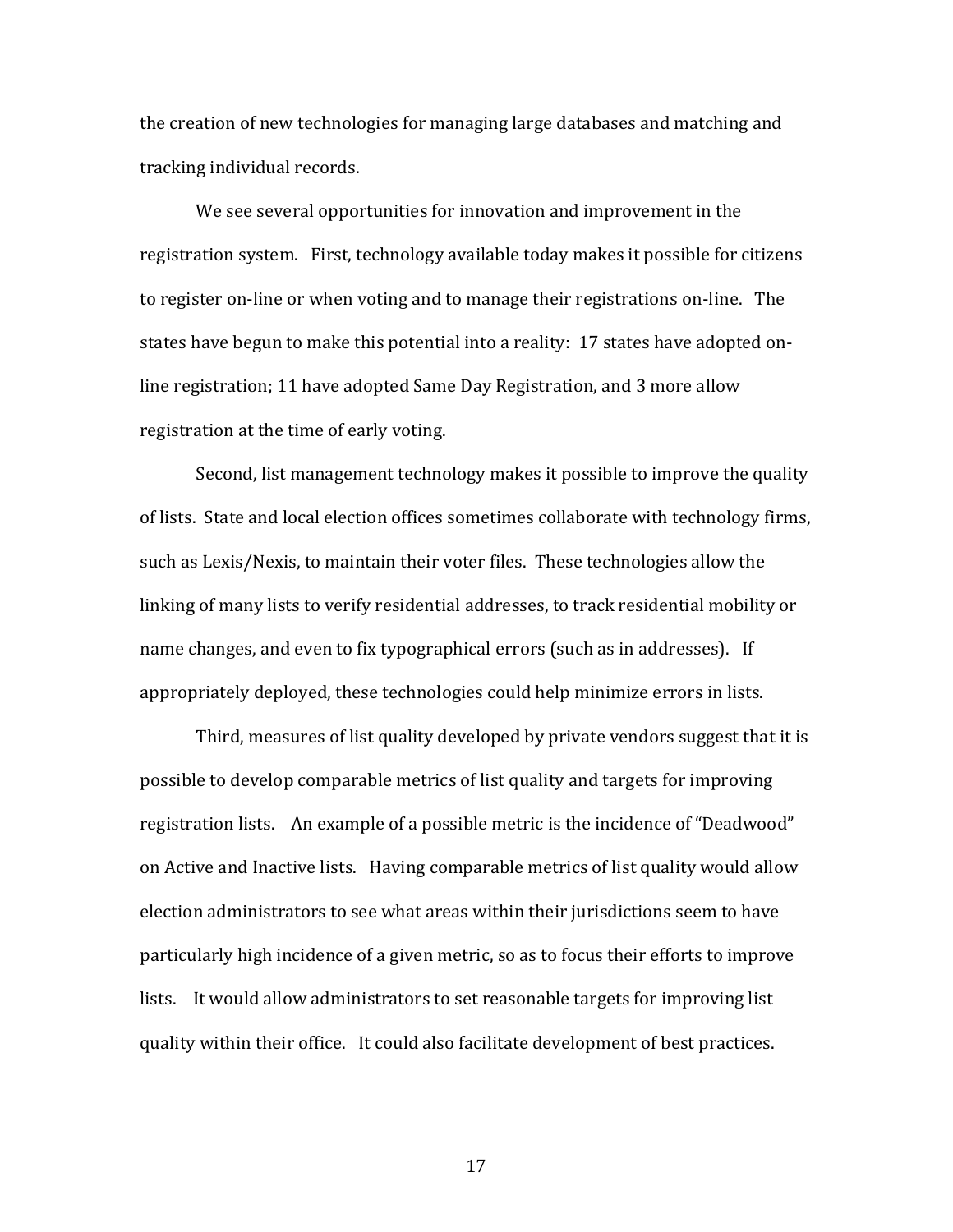the creation of new technologies for managing large databases and matching and tracking individual records.

We see several opportunities for innovation and improvement in the registration system. First, technology available today makes it possible for citizens to register on-line or when voting and to manage their registrations on-line. The states have begun to make this potential into a reality: 17 states have adopted on-line registration; 11 have adopted Same Day Registration, and 3 more allow registration at the time of early voting.

Second, list management technology makes it possible to improve the quality of lists. State and local election offices sometimes collaborate with technology firms, such as Lexis/Nexis, to maintain their voter files. These technologies allow the linking of many lists to verify residential addresses, to track residential mobility or name changes, and even to fix typographical errors (such as in addresses). If appropriately deployed, these technologies could help minimize errors in lists.

Third, measures of list quality developed by private vendors suggest that it is possible to develop comparable metrics of list quality and targets for improving registration lists. An example of a possible metric is the incidence of "Deadwood" on Active and Inactive lists. Having comparable metrics of list quality would allow election administrators to see what areas within their jurisdictions seem to have particularly high incidence of a given metric, so as to focus their efforts to improve lists. It would allow administrators to set reasonable targets for improving list quality within their office. It could also facilitate development of best practices.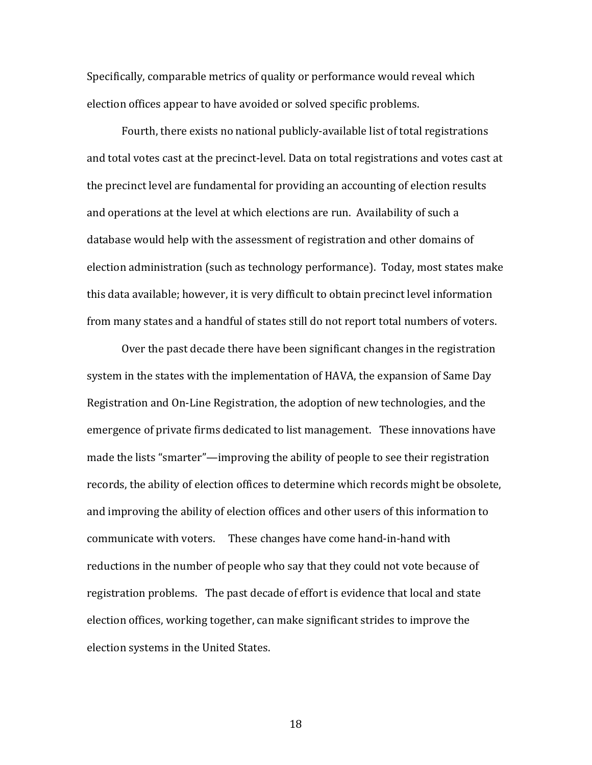Specifically, comparable metrics of quality or performance would reveal which election offices appear to have avoided or solved specific problems.

Fourth, there exists no national publicly-available list of total registrations and total votes cast at the precinct-level. Data on total registrations and votes cast at the precinct level are fundamental for providing an accounting of election results and operations at the level at which elections are run. Availability of such a database would help with the assessment of registration and other domains of election administration (such as technology performance). Today, most states make this data available; however, it is very difficult to obtain precinct level information from many states and a handful of states still do not report total numbers of voters.

Over the past decade there have been significant changes in the registration system in the states with the implementation of HAVA, the expansion of Same Day Registration and On-Line Registration, the adoption of new technologies, and the emergence of private firms dedicated to list management. These innovations have made the lists "smarter"—improving the ability of people to see their registration records, the ability of election offices to determine which records might be obsolete, and improving the ability of election offices and other users of this information to communicate with voters. These changes have come hand-in-hand with reductions in the number of people who say that they could not vote because of registration problems. The past decade of effort is evidence that local and state election offices, working together, can make significant strides to improve the election systems in the United States.